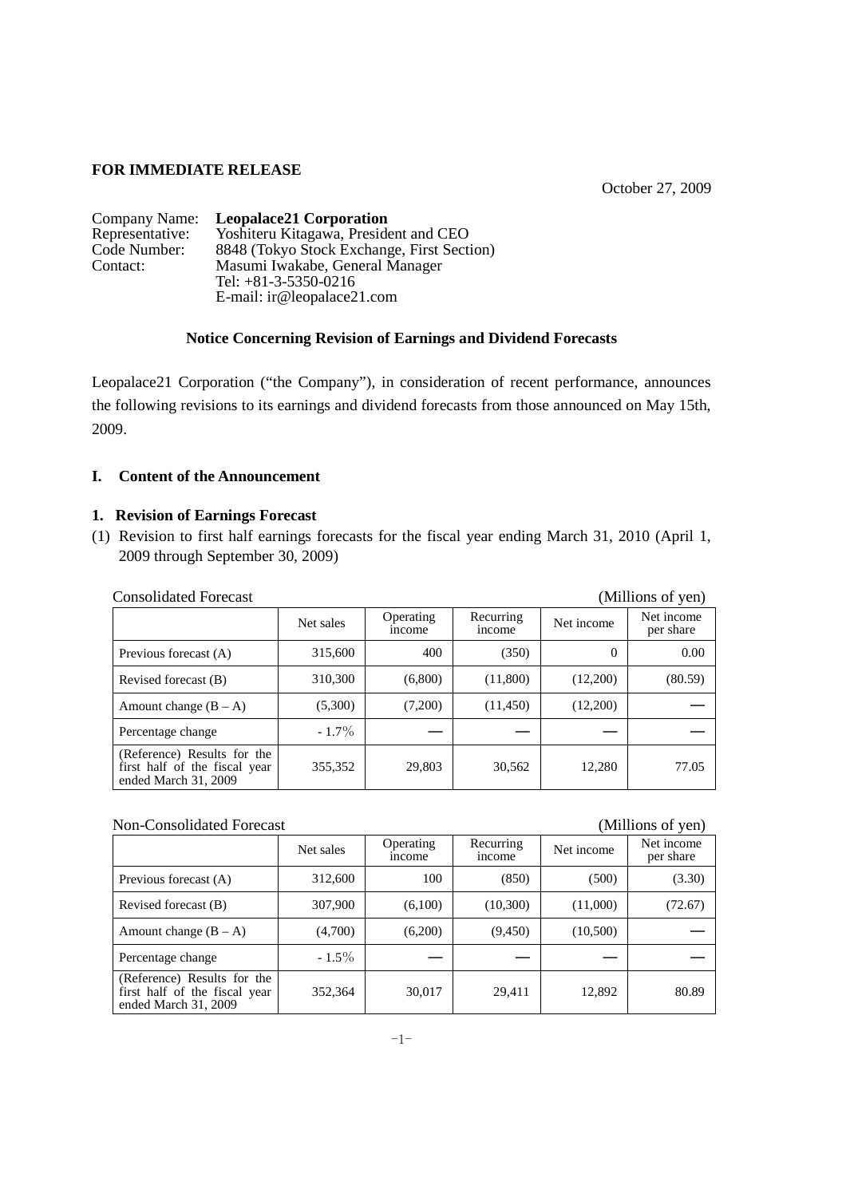**FOR IMMEDIATE RELEASE**

October 27, 2009

Company Name: **Leopalace21 Corporation**
Representative: Yoshiteru Kitagawa, President and CEO
Code Number: 8848 (Tokyo Stock Exchange, First Section)
Contact: Masumi Iwakabe, General Manager
Tel: +81-3-5350-0216
E-mail: ir@leopalace21.com

### Notice Concerning Revision of Earnings and Dividend Forecasts

Leopalace21 Corporation ("the Company"), in consideration of recent performance, announces the following revisions to its earnings and dividend forecasts from those announced on May 15th, 2009.

## I. Content of the Announcement

### 1. Revision of Earnings Forecast

(1) Revision to first half earnings forecasts for the fiscal year ending March 31, 2010 (April 1, 2009 through September 30, 2009)

Consolidated Forecast (Millions of yen)

| | Net sales | Operating income | Recurring income | Net income | Net income per share |
|---|---|---|---|---|---|
| Previous forecast (A) | 315,600 | 400 | (350) | 0 | 0.00 |
| Revised forecast (B) | 310,300 | (6,800) | (11,800) | (12,200) | (80.59) |
| Amount change (B – A) | (5,300) | (7,200) | (11,450) | (12,200) | — |
| Percentage change | - 1.7% | — | — | — | — |
| (Reference) Results for the first half of the fiscal year ended March 31, 2009 | 355,352 | 29,803 | 30,562 | 12,280 | 77.05 |

Non-Consolidated Forecast (Millions of yen)

| | Net sales | Operating income | Recurring income | Net income | Net income per share |
|---|---|---|---|---|---|
| Previous forecast (A) | 312,600 | 100 | (850) | (500) | (3.30) |
| Revised forecast (B) | 307,900 | (6,100) | (10,300) | (11,000) | (72.67) |
| Amount change (B – A) | (4,700) | (6,200) | (9,450) | (10,500) | — |
| Percentage change | - 1.5% | — | — | — | — |
| (Reference) Results for the first half of the fiscal year ended March 31, 2009 | 352,364 | 30,017 | 29,411 | 12,892 | 80.89 |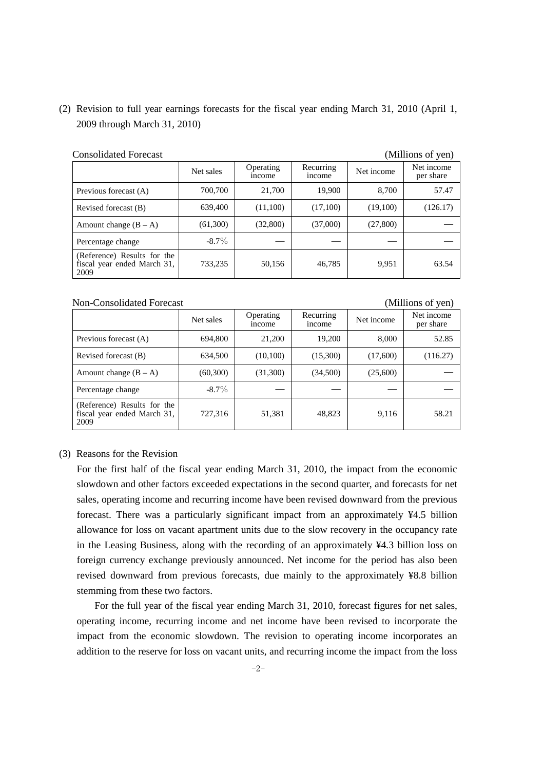(2) Revision to full year earnings forecasts for the fiscal year ending March 31, 2010 (April 1, 2009 through March 31, 2010)

Consolidated Forecast (Millions of yen)

| | Net sales | Operating income | Recurring income | Net income | Net income per share |
|---|---|---|---|---|---|
| Previous forecast (A) | 700,700 | 21,700 | 19,900 | 8,700 | 57.47 |
| Revised forecast (B) | 639,400 | (11,100) | (17,100) | (19,100) | (126.17) |
| Amount change (B – A) | (61,300) | (32,800) | (37,000) | (27,800) | ― |
| Percentage change | -8.7% | ― | ― | ― | ― |
| (Reference) Results for the fiscal year ended March 31, 2009 | 733,235 | 50,156 | 46,785 | 9,951 | 63.54 |

Non-Consolidated Forecast (Millions of yen)

| | Net sales | Operating income | Recurring income | Net income | Net income per share |
|---|---|---|---|---|---|
| Previous forecast (A) | 694,800 | 21,200 | 19,200 | 8,000 | 52.85 |
| Revised forecast (B) | 634,500 | (10,100) | (15,300) | (17,600) | (116.27) |
| Amount change (B – A) | (60,300) | (31,300) | (34,500) | (25,600) | ― |
| Percentage change | -8.7% | ― | ― | ― | ― |
| (Reference) Results for the fiscal year ended March 31, 2009 | 727,316 | 51,381 | 48,823 | 9,116 | 58.21 |

(3) Reasons for the Revision

For the first half of the fiscal year ending March 31, 2010, the impact from the economic slowdown and other factors exceeded expectations in the second quarter, and forecasts for net sales, operating income and recurring income have been revised downward from the previous forecast. There was a particularly significant impact from an approximately ¥4.5 billion allowance for loss on vacant apartment units due to the slow recovery in the occupancy rate in the Leasing Business, along with the recording of an approximately ¥4.3 billion loss on foreign currency exchange previously announced. Net income for the period has also been revised downward from previous forecasts, due mainly to the approximately ¥8.8 billion stemming from these two factors.

For the full year of the fiscal year ending March 31, 2010, forecast figures for net sales, operating income, recurring income and net income have been revised to incorporate the impact from the economic slowdown. The revision to operating income incorporates an addition to the reserve for loss on vacant units, and recurring income the impact from the loss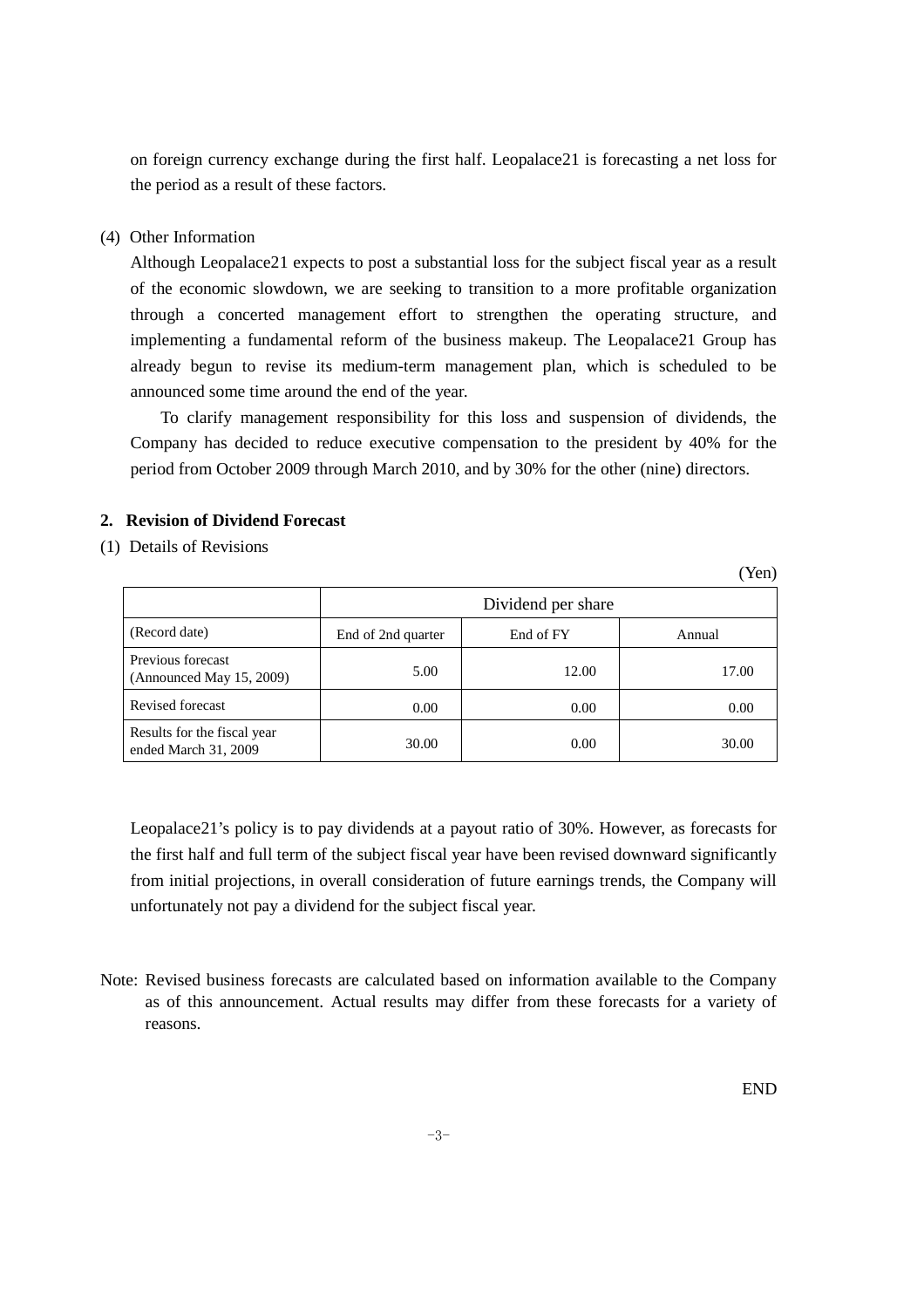on foreign currency exchange during the first half. Leopalace21 is forecasting a net loss for the period as a result of these factors.

(4) Other Information

Although Leopalace21 expects to post a substantial loss for the subject fiscal year as a result of the economic slowdown, we are seeking to transition to a more profitable organization through a concerted management effort to strengthen the operating structure, and implementing a fundamental reform of the business makeup. The Leopalace21 Group has already begun to revise its medium-term management plan, which is scheduled to be announced some time around the end of the year.

To clarify management responsibility for this loss and suspension of dividends, the Company has decided to reduce executive compensation to the president by 40% for the period from October 2009 through March 2010, and by 30% for the other (nine) directors.

## 2. Revision of Dividend Forecast

(1) Details of Revisions

(Yen)

| | Dividend per share | | |
|---|---|---|---|
| (Record date) | End of 2nd quarter | End of FY | Annual |
| Previous forecast (Announced May 15, 2009) | 5.00 | 12.00 | 17.00 |
| Revised forecast | 0.00 | 0.00 | 0.00 |
| Results for the fiscal year ended March 31, 2009 | 30.00 | 0.00 | 30.00 |

Leopalace21's policy is to pay dividends at a payout ratio of 30%. However, as forecasts for the first half and full term of the subject fiscal year have been revised downward significantly from initial projections, in overall consideration of future earnings trends, the Company will unfortunately not pay a dividend for the subject fiscal year.

Note: Revised business forecasts are calculated based on information available to the Company as of this announcement. Actual results may differ from these forecasts for a variety of reasons.

END